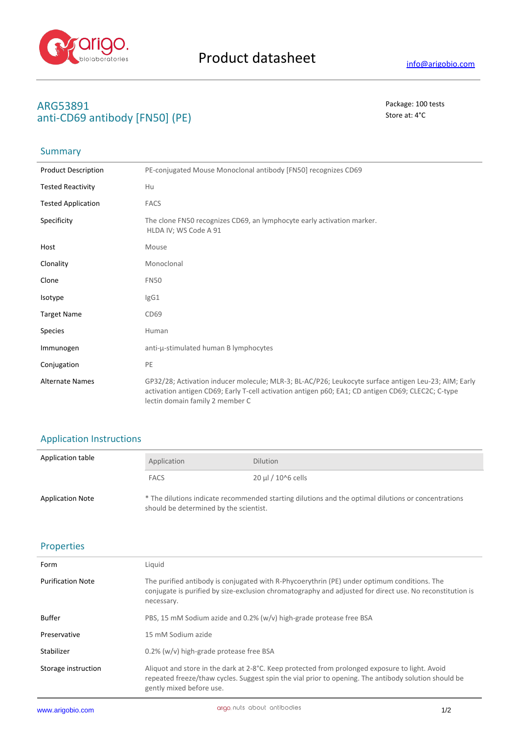# Product datasheet

info@arigobio.com

## ARG53891
## anti-CD69 antibody [FN50] (PE)

Package: 100 tests
Store at: 4°C

## Summary

| | |
|---|---|
| Product Description | PE-conjugated Mouse Monoclonal antibody [FN50] recognizes CD69 |
| Tested Reactivity | Hu |
| Tested Application | FACS |
| Specificity | The clone FN50 recognizes CD69, an lymphocyte early activation marker. HLDA IV; WS Code A 91 |
| Host | Mouse |
| Clonality | Monoclonal |
| Clone | FN50 |
| Isotype | IgG1 |
| Target Name | CD69 |
| Species | Human |
| Immunogen | anti-μ-stimulated human B lymphocytes |
| Conjugation | PE |
| Alternate Names | GP32/28; Activation inducer molecule; MLR-3; BL-AC/P26; Leukocyte surface antigen Leu-23; AIM; Early activation antigen CD69; Early T-cell activation antigen p60; EA1; CD antigen CD69; CLEC2C; C-type lectin domain family 2 member C |

## Application Instructions

Application table

| Application | Dilution |
|---|---|
| FACS | 20 μl / 10^6 cells |

Application Note: * The dilutions indicate recommended starting dilutions and the optimal dilutions or concentrations should be determined by the scientist.

## Properties

| | |
|---|---|
| Form | Liquid |
| Purification Note | The purified antibody is conjugated with R-Phycoerythrin (PE) under optimum conditions. The conjugate is purified by size-exclusion chromatography and adjusted for direct use. No reconstitution is necessary. |
| Buffer | PBS, 15 mM Sodium azide and 0.2% (w/v) high-grade protease free BSA |
| Preservative | 15 mM Sodium azide |
| Stabilizer | 0.2% (w/v) high-grade protease free BSA |
| Storage instruction | Aliquot and store in the dark at 2-8°C. Keep protected from prolonged exposure to light. Avoid repeated freeze/thaw cycles. Suggest spin the vial prior to opening. The antibody solution should be gently mixed before use. |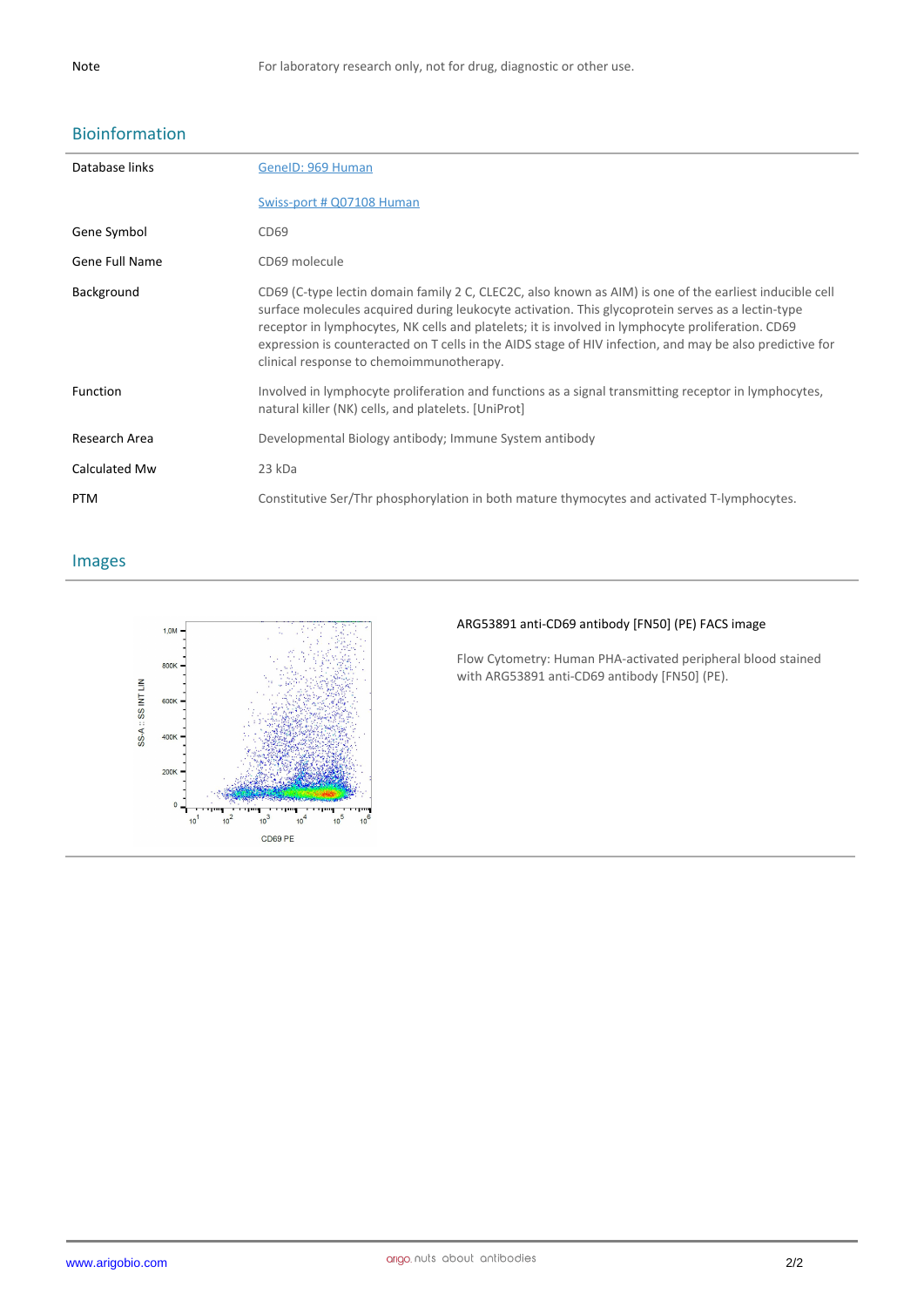| | |
|---|---|
| Note | For laboratory research only, not for drug, diagnostic or other use. |

## Bioinformation

| | |
|---|---|
| Database links | GeneID: 969 Human<br><br>Swiss-port # Q07108 Human |
| Gene Symbol | CD69 |
| Gene Full Name | CD69 molecule |
| Background | CD69 (C-type lectin domain family 2 C, CLEC2C, also known as AIM) is one of the earliest inducible cell surface molecules acquired during leukocyte activation. This glycoprotein serves as a lectin-type receptor in lymphocytes, NK cells and platelets; it is involved in lymphocyte proliferation. CD69 expression is counteracted on T cells in the AIDS stage of HIV infection, and may be also predictive for clinical response to chemoimmunotherapy. |
| Function | Involved in lymphocyte proliferation and functions as a signal transmitting receptor in lymphocytes, natural killer (NK) cells, and platelets. [UniProt] |
| Research Area | Developmental Biology antibody; Immune System antibody |
| Calculated Mw | 23 kDa |
| PTM | Constitutive Ser/Thr phosphorylation in both mature thymocytes and activated T-lymphocytes. |

## Images

SS-A :: SS INT LIN

1.0M
800K
600K
400K
200K
0

$10^1$ $10^2$ $10^3$ $10^4$ $10^5$ $10^6$

CD69 PE

**ARG53891 anti-CD69 antibody [FN50] (PE) FACS image**

Flow Cytometry: Human PHA-activated peripheral blood stained with ARG53891 anti-CD69 antibody [FN50] (PE).